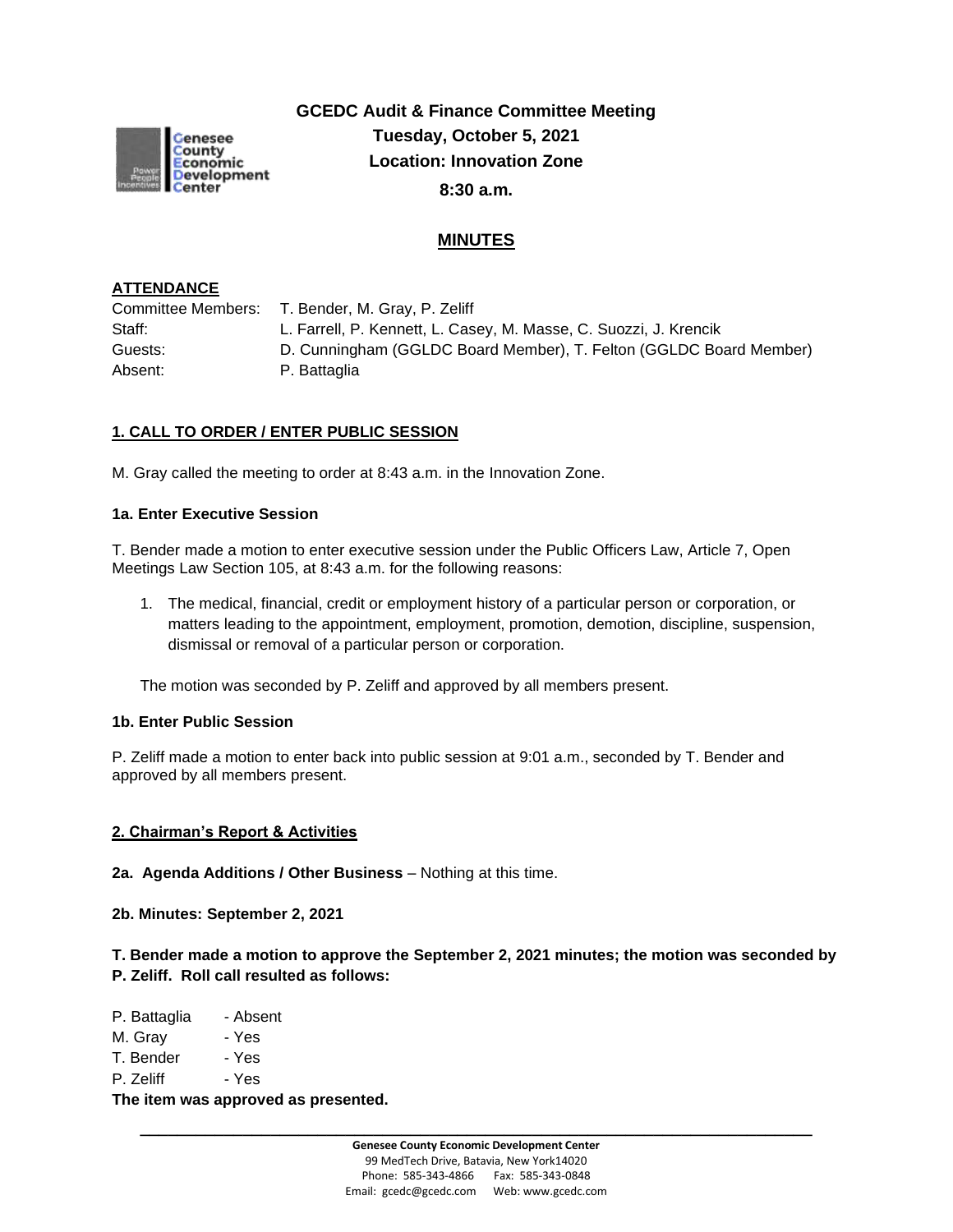**GCEDC Audit & Finance Committee Meeting**
**Tuesday, October 5, 2021**
**Location: Innovation Zone**
**8:30 a.m.**

## MINUTES

### ATTENDANCE

| | |
|---|---|
| Committee Members: | T. Bender, M. Gray, P. Zeliff |
| Staff: | L. Farrell, P. Kennett, L. Casey, M. Masse, C. Suozzi, J. Krencik |
| Guests: | D. Cunningham (GGLDC Board Member), T. Felton (GGLDC Board Member) |
| Absent: | P. Battaglia |

### 1. CALL TO ORDER / ENTER PUBLIC SESSION

M. Gray called the meeting to order at 8:43 a.m. in the Innovation Zone.

**1a. Enter Executive Session**

T. Bender made a motion to enter executive session under the Public Officers Law, Article 7, Open Meetings Law Section 105, at 8:43 a.m. for the following reasons:

1. The medical, financial, credit or employment history of a particular person or corporation, or matters leading to the appointment, employment, promotion, demotion, discipline, suspension, dismissal or removal of a particular person or corporation.

The motion was seconded by P. Zeliff and approved by all members present.

**1b. Enter Public Session**

P. Zeliff made a motion to enter back into public session at 9:01 a.m., seconded by T. Bender and approved by all members present.

### 2. Chairman's Report & Activities

**2a. Agenda Additions / Other Business** – Nothing at this time.

**2b. Minutes: September 2, 2021**

**T. Bender made a motion to approve the September 2, 2021 minutes; the motion was seconded by P. Zeliff. Roll call resulted as follows:**

P. Battaglia - Absent
M. Gray - Yes
T. Bender - Yes
P. Zeliff - Yes

**The item was approved as presented.**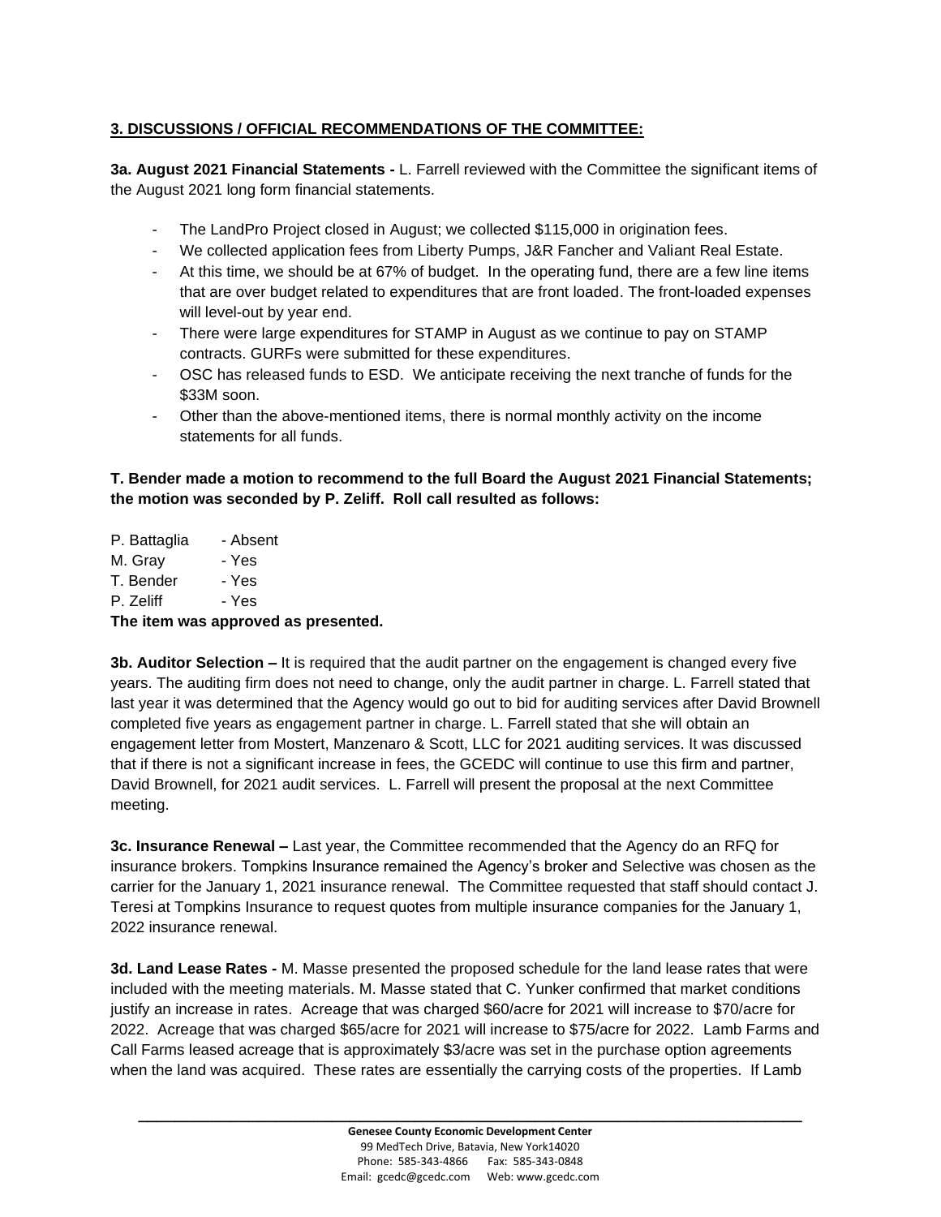**3. DISCUSSIONS / OFFICIAL RECOMMENDATIONS OF THE COMMITTEE:**

**3a. August 2021 Financial Statements -** L. Farrell reviewed with the Committee the significant items of the August 2021 long form financial statements.

- The LandPro Project closed in August; we collected $115,000 in origination fees.
- We collected application fees from Liberty Pumps, J&R Fancher and Valiant Real Estate.
- At this time, we should be at 67% of budget. In the operating fund, there are a few line items that are over budget related to expenditures that are front loaded. The front-loaded expenses will level-out by year end.
- There were large expenditures for STAMP in August as we continue to pay on STAMP contracts. GURFs were submitted for these expenditures.
- OSC has released funds to ESD. We anticipate receiving the next tranche of funds for the $33M soon.
- Other than the above-mentioned items, there is normal monthly activity on the income statements for all funds.

**T. Bender made a motion to recommend to the full Board the August 2021 Financial Statements; the motion was seconded by P. Zeliff. Roll call resulted as follows:**

P. Battaglia - Absent
M. Gray - Yes
T. Bender - Yes
P. Zeliff - Yes

**The item was approved as presented.**

**3b. Auditor Selection –** It is required that the audit partner on the engagement is changed every five years. The auditing firm does not need to change, only the audit partner in charge. L. Farrell stated that last year it was determined that the Agency would go out to bid for auditing services after David Brownell completed five years as engagement partner in charge. L. Farrell stated that she will obtain an engagement letter from Mostert, Manzenaro & Scott, LLC for 2021 auditing services. It was discussed that if there is not a significant increase in fees, the GCEDC will continue to use this firm and partner, David Brownell, for 2021 audit services. L. Farrell will present the proposal at the next Committee meeting.

**3c. Insurance Renewal –** Last year, the Committee recommended that the Agency do an RFQ for insurance brokers. Tompkins Insurance remained the Agency's broker and Selective was chosen as the carrier for the January 1, 2021 insurance renewal. The Committee requested that staff should contact J. Teresi at Tompkins Insurance to request quotes from multiple insurance companies for the January 1, 2022 insurance renewal.

**3d. Land Lease Rates -** M. Masse presented the proposed schedule for the land lease rates that were included with the meeting materials. M. Masse stated that C. Yunker confirmed that market conditions justify an increase in rates. Acreage that was charged $60/acre for 2021 will increase to $70/acre for 2022. Acreage that was charged $65/acre for 2021 will increase to $75/acre for 2022. Lamb Farms and Call Farms leased acreage that is approximately $3/acre was set in the purchase option agreements when the land was acquired. These rates are essentially the carrying costs of the properties. If Lamb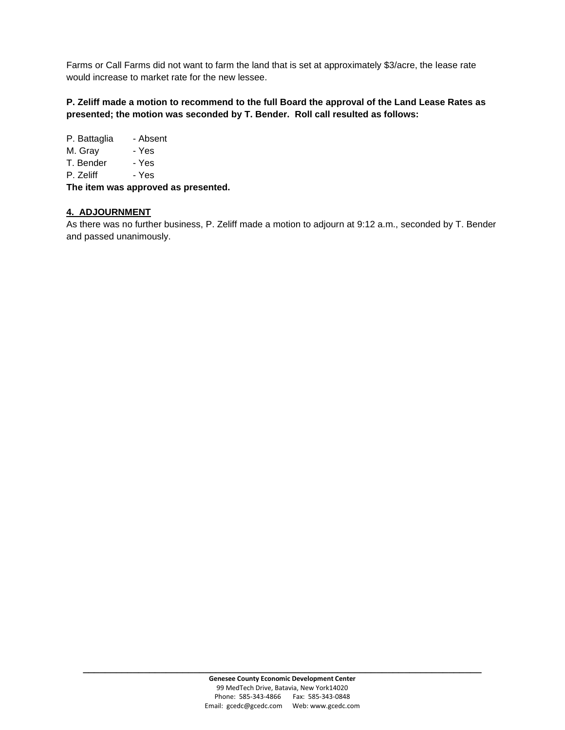Farms or Call Farms did not want to farm the land that is set at approximately $3/acre, the lease rate would increase to market rate for the new lessee.

**P. Zeliff made a motion to recommend to the full Board the approval of the Land Lease Rates as presented; the motion was seconded by T. Bender. Roll call resulted as follows:**

P. Battaglia - Absent
M. Gray - Yes
T. Bender - Yes
P. Zeliff - Yes
**The item was approved as presented.**

**4. ADJOURNMENT**

As there was no further business, P. Zeliff made a motion to adjourn at 9:12 a.m., seconded by T. Bender and passed unanimously.